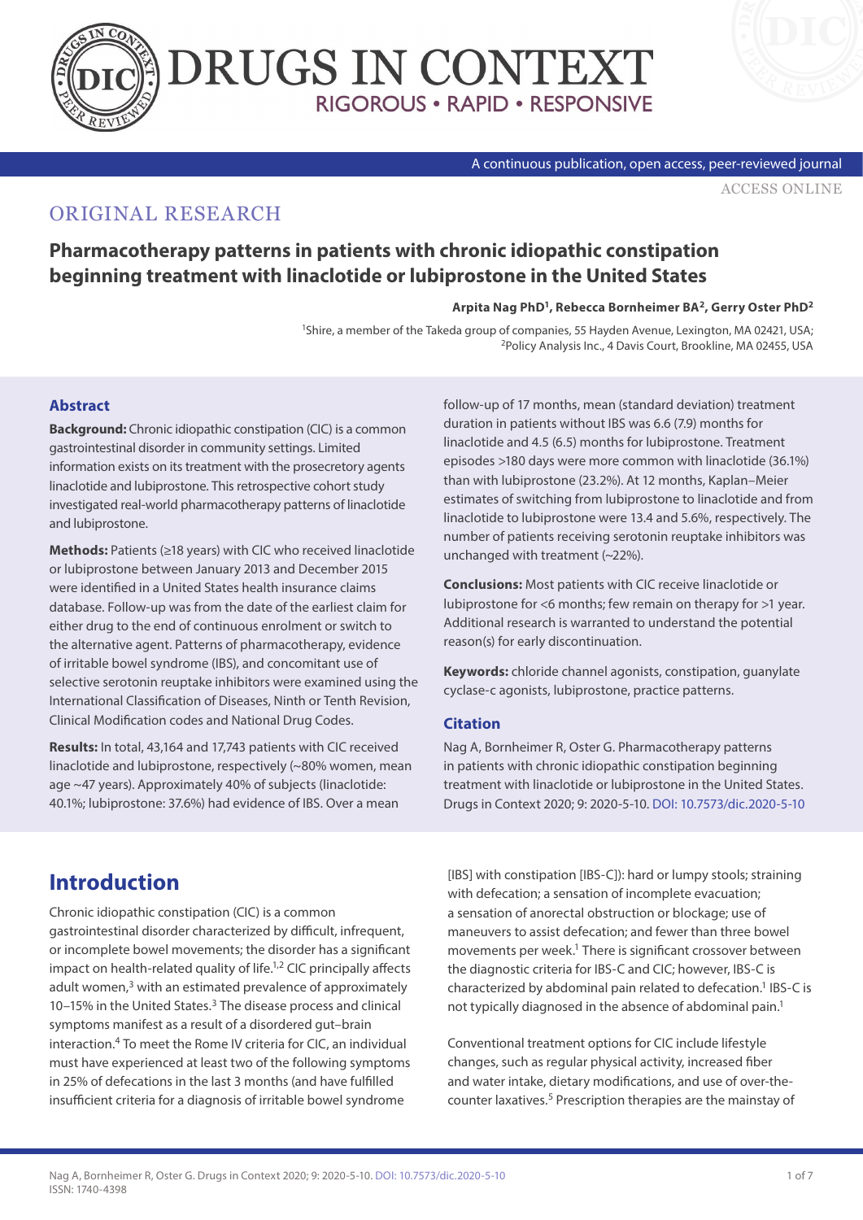ORIGINAL RESEARCH

# Pharmacotherapy patterns in patients with chronic idiopathic constipation beginning treatment with linaclotide or lubiprostone in the United States

**Arpita Nag PhD[1], Rebecca Bornheimer BA[2], Gerry Oster PhD[2]**

[1]Shire, a member of the Takeda group of companies, 55 Hayden Avenue, Lexington, MA 02421, USA; [2]Policy Analysis Inc., 4 Davis Court, Brookline, MA 02455, USA

## Abstract

**Background:** Chronic idiopathic constipation (CIC) is a common gastrointestinal disorder in community settings. Limited information exists on its treatment with the prosecretory agents linaclotide and lubiprostone. This retrospective cohort study investigated real-world pharmacotherapy patterns of linaclotide and lubiprostone.

**Methods:** Patients (≥18 years) with CIC who received linaclotide or lubiprostone between January 2013 and December 2015 were identified in a United States health insurance claims database. Follow-up was from the date of the earliest claim for either drug to the end of continuous enrolment or switch to the alternative agent. Patterns of pharmacotherapy, evidence of irritable bowel syndrome (IBS), and concomitant use of selective serotonin reuptake inhibitors were examined using the International Classification of Diseases, Ninth or Tenth Revision, Clinical Modification codes and National Drug Codes.

**Results:** In total, 43,164 and 17,743 patients with CIC received linaclotide and lubiprostone, respectively (~80% women, mean age ~47 years). Approximately 40% of subjects (linaclotide: 40.1%; lubiprostone: 37.6%) had evidence of IBS. Over a mean follow-up of 17 months, mean (standard deviation) treatment duration in patients without IBS was 6.6 (7.9) months for linaclotide and 4.5 (6.5) months for lubiprostone. Treatment episodes >180 days were more common with linaclotide (36.1%) than with lubiprostone (23.2%). At 12 months, Kaplan–Meier estimates of switching from lubiprostone to linaclotide and from linaclotide to lubiprostone were 13.4 and 5.6%, respectively. The number of patients receiving serotonin reuptake inhibitors was unchanged with treatment (~22%).

**Conclusions:** Most patients with CIC receive linaclotide or lubiprostone for <6 months; few remain on therapy for >1 year. Additional research is warranted to understand the potential reason(s) for early discontinuation.

**Keywords:** chloride channel agonists, constipation, guanylate cyclase-c agonists, lubiprostone, practice patterns.

## Citation

Nag A, Bornheimer R, Oster G. Pharmacotherapy patterns in patients with chronic idiopathic constipation beginning treatment with linaclotide or lubiprostone in the United States. Drugs in Context 2020; 9: 2020-5-10. DOI: 10.7573/dic.2020-5-10

# Introduction

Chronic idiopathic constipation (CIC) is a common gastrointestinal disorder characterized by difficult, infrequent, or incomplete bowel movements; the disorder has a significant impact on health-related quality of life.[1,2] CIC principally affects adult women,[3] with an estimated prevalence of approximately 10–15% in the United States.[3] The disease process and clinical symptoms manifest as a result of a disordered gut–brain interaction.[4] To meet the Rome IV criteria for CIC, an individual must have experienced at least two of the following symptoms in 25% of defecations in the last 3 months (and have fulfilled insufficient criteria for a diagnosis of irritable bowel syndrome [IBS] with constipation [IBS-C]): hard or lumpy stools; straining with defecation; a sensation of incomplete evacuation; a sensation of anorectal obstruction or blockage; use of maneuvers to assist defecation; and fewer than three bowel movements per week.[1] There is significant crossover between the diagnostic criteria for IBS-C and CIC; however, IBS-C is characterized by abdominal pain related to defecation.[1] IBS-C is not typically diagnosed in the absence of abdominal pain.[1]

Conventional treatment options for CIC include lifestyle changes, such as regular physical activity, increased fiber and water intake, dietary modifications, and use of over-the-counter laxatives.[5] Prescription therapies are the mainstay of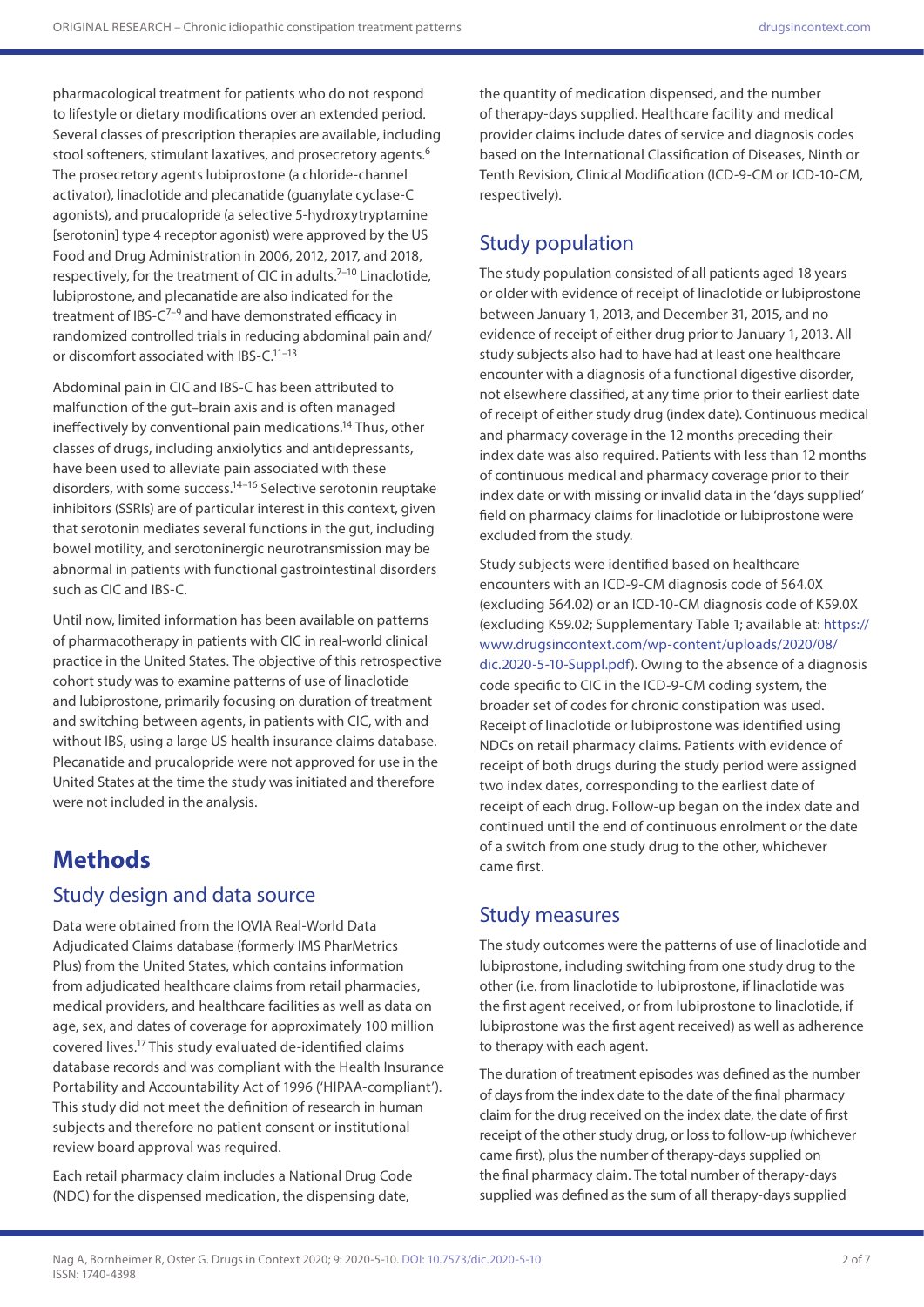pharmacological treatment for patients who do not respond to lifestyle or dietary modifications over an extended period. Several classes of prescription therapies are available, including stool softeners, stimulant laxatives, and prosecretory agents.[6] The prosecretory agents lubiprostone (a chloride-channel activator), linaclotide and plecanatide (guanylate cyclase-C agonists), and prucalopride (a selective 5-hydroxytryptamine [serotonin] type 4 receptor agonist) were approved by the US Food and Drug Administration in 2006, 2012, 2017, and 2018, respectively, for the treatment of CIC in adults.[7–10] Linaclotide, lubiprostone, and plecanatide are also indicated for the treatment of IBS-C[7–9] and have demonstrated efficacy in randomized controlled trials in reducing abdominal pain and/or discomfort associated with IBS-C.[11–13]

Abdominal pain in CIC and IBS-C has been attributed to malfunction of the gut–brain axis and is often managed ineffectively by conventional pain medications.[14] Thus, other classes of drugs, including anxiolytics and antidepressants, have been used to alleviate pain associated with these disorders, with some success.[14–16] Selective serotonin reuptake inhibitors (SSRIs) are of particular interest in this context, given that serotonin mediates several functions in the gut, including bowel motility, and serotoninergic neurotransmission may be abnormal in patients with functional gastrointestinal disorders such as CIC and IBS-C.

Until now, limited information has been available on patterns of pharmacotherapy in patients with CIC in real-world clinical practice in the United States. The objective of this retrospective cohort study was to examine patterns of use of linaclotide and lubiprostone, primarily focusing on duration of treatment and switching between agents, in patients with CIC, with and without IBS, using a large US health insurance claims database. Plecanatide and prucalopride were not approved for use in the United States at the time the study was initiated and therefore were not included in the analysis.

# Methods

## Study design and data source

Data were obtained from the IQVIA Real-World Data Adjudicated Claims database (formerly IMS PharMetrics Plus) from the United States, which contains information from adjudicated healthcare claims from retail pharmacies, medical providers, and healthcare facilities as well as data on age, sex, and dates of coverage for approximately 100 million covered lives.[17] This study evaluated de-identified claims database records and was compliant with the Health Insurance Portability and Accountability Act of 1996 ('HIPAA-compliant'). This study did not meet the definition of research in human subjects and therefore no patient consent or institutional review board approval was required.

Each retail pharmacy claim includes a National Drug Code (NDC) for the dispensed medication, the dispensing date, the quantity of medication dispensed, and the number of therapy-days supplied. Healthcare facility and medical provider claims include dates of service and diagnosis codes based on the International Classification of Diseases, Ninth or Tenth Revision, Clinical Modification (ICD-9-CM or ICD-10-CM, respectively).

## Study population

The study population consisted of all patients aged 18 years or older with evidence of receipt of linaclotide or lubiprostone between January 1, 2013, and December 31, 2015, and no evidence of receipt of either drug prior to January 1, 2013. All study subjects also had to have had at least one healthcare encounter with a diagnosis of a functional digestive disorder, not elsewhere classified, at any time prior to their earliest date of receipt of either study drug (index date). Continuous medical and pharmacy coverage in the 12 months preceding their index date was also required. Patients with less than 12 months of continuous medical and pharmacy coverage prior to their index date or with missing or invalid data in the 'days supplied' field on pharmacy claims for linaclotide or lubiprostone were excluded from the study.

Study subjects were identified based on healthcare encounters with an ICD-9-CM diagnosis code of 564.0X (excluding 564.02) or an ICD-10-CM diagnosis code of K59.0X (excluding K59.02; Supplementary Table 1; available at: https://www.drugsincontext.com/wp-content/uploads/2020/08/dic.2020-5-10-Suppl.pdf). Owing to the absence of a diagnosis code specific to CIC in the ICD-9-CM coding system, the broader set of codes for chronic constipation was used. Receipt of linaclotide or lubiprostone was identified using NDCs on retail pharmacy claims. Patients with evidence of receipt of both drugs during the study period were assigned two index dates, corresponding to the earliest date of receipt of each drug. Follow-up began on the index date and continued until the end of continuous enrolment or the date of a switch from one study drug to the other, whichever came first.

## Study measures

The study outcomes were the patterns of use of linaclotide and lubiprostone, including switching from one study drug to the other (i.e. from linaclotide to lubiprostone, if linaclotide was the first agent received, or from lubiprostone to linaclotide, if lubiprostone was the first agent received) as well as adherence to therapy with each agent.

The duration of treatment episodes was defined as the number of days from the index date to the date of the final pharmacy claim for the drug received on the index date, the date of first receipt of the other study drug, or loss to follow-up (whichever came first), plus the number of therapy-days supplied on the final pharmacy claim. The total number of therapy-days supplied was defined as the sum of all therapy-days supplied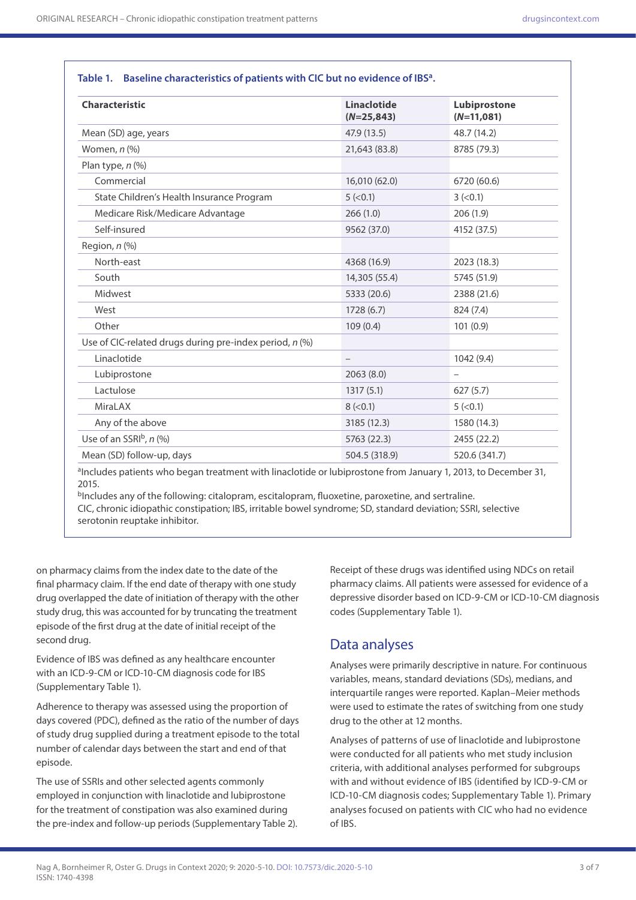**Table 1. Baseline characteristics of patients with CIC but no evidence of IBS[a].**

| Characteristic | Linaclotide (*N*=25,843) | Lubiprostone (*N*=11,081) |
|---|---|---|
| Mean (SD) age, years | 47.9 (13.5) | 48.7 (14.2) |
| Women, *n* (%) | 21,643 (83.8) | 8785 (79.3) |
| Plan type, *n* (%) | | |
| Commercial | 16,010 (62.0) | 6720 (60.6) |
| State Children's Health Insurance Program | 5 (<0.1) | 3 (<0.1) |
| Medicare Risk/Medicare Advantage | 266 (1.0) | 206 (1.9) |
| Self-insured | 9562 (37.0) | 4152 (37.5) |
| Region, *n* (%) | | |
| North-east | 4368 (16.9) | 2023 (18.3) |
| South | 14,305 (55.4) | 5745 (51.9) |
| Midwest | 5333 (20.6) | 2388 (21.6) |
| West | 1728 (6.7) | 824 (7.4) |
| Other | 109 (0.4) | 101 (0.9) |
| Use of CIC-related drugs during pre-index period, *n* (%) | | |
| Linaclotide | – | 1042 (9.4) |
| Lubiprostone | 2063 (8.0) | – |
| Lactulose | 1317 (5.1) | 627 (5.7) |
| MiraLAX | 8 (<0.1) | 5 (<0.1) |
| Any of the above | 3185 (12.3) | 1580 (14.3) |
| Use of an SSRI[b], *n* (%) | 5763 (22.3) | 2455 (22.2) |
| Mean (SD) follow-up, days | 504.5 (318.9) | 520.6 (341.7) |

[a]Includes patients who began treatment with linaclotide or lubiprostone from January 1, 2013, to December 31, 2015.
[b]Includes any of the following: citalopram, escitalopram, fluoxetine, paroxetine, and sertraline.
CIC, chronic idiopathic constipation; IBS, irritable bowel syndrome; SD, standard deviation; SSRI, selective serotonin reuptake inhibitor.

on pharmacy claims from the index date to the date of the final pharmacy claim. If the end date of therapy with one study drug overlapped the date of initiation of therapy with the other study drug, this was accounted for by truncating the treatment episode of the first drug at the date of initial receipt of the second drug.

Evidence of IBS was defined as any healthcare encounter with an ICD-9-CM or ICD-10-CM diagnosis code for IBS (Supplementary Table 1).

Adherence to therapy was assessed using the proportion of days covered (PDC), defined as the ratio of the number of days of study drug supplied during a treatment episode to the total number of calendar days between the start and end of that episode.

The use of SSRIs and other selected agents commonly employed in conjunction with linaclotide and lubiprostone for the treatment of constipation was also examined during the pre-index and follow-up periods (Supplementary Table 2). Receipt of these drugs was identified using NDCs on retail pharmacy claims. All patients were assessed for evidence of a depressive disorder based on ICD-9-CM or ICD-10-CM diagnosis codes (Supplementary Table 1).

## Data analyses

Analyses were primarily descriptive in nature. For continuous variables, means, standard deviations (SDs), medians, and interquartile ranges were reported. Kaplan–Meier methods were used to estimate the rates of switching from one study drug to the other at 12 months.

Analyses of patterns of use of linaclotide and lubiprostone were conducted for all patients who met study inclusion criteria, with additional analyses performed for subgroups with and without evidence of IBS (identified by ICD-9-CM or ICD-10-CM diagnosis codes; Supplementary Table 1). Primary analyses focused on patients with CIC who had no evidence of IBS.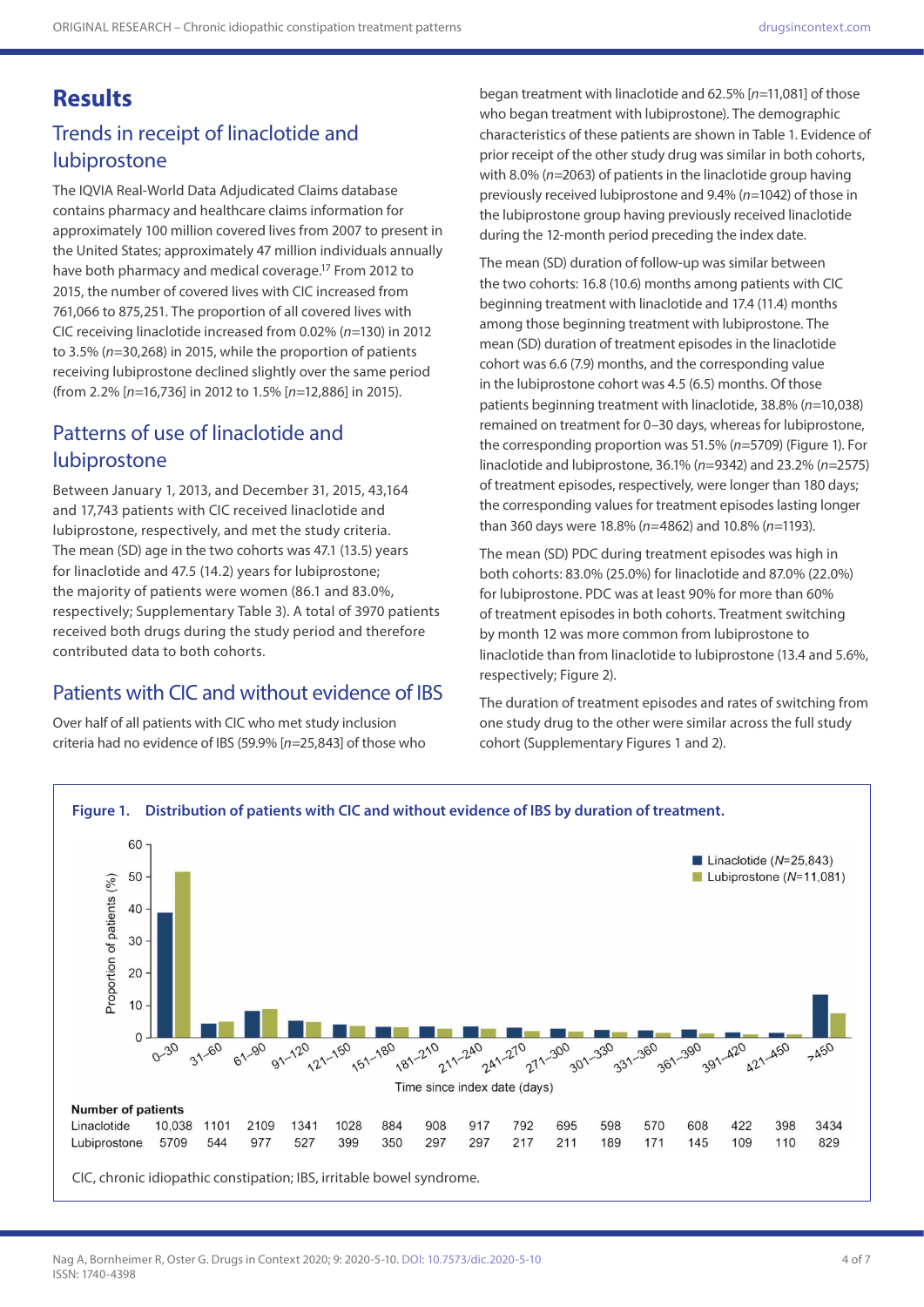# Results

## Trends in receipt of linaclotide and lubiprostone

The IQVIA Real-World Data Adjudicated Claims database contains pharmacy and healthcare claims information for approximately 100 million covered lives from 2007 to present in the United States; approximately 47 million individuals annually have both pharmacy and medical coverage.[17] From 2012 to 2015, the number of covered lives with CIC increased from 761,066 to 875,251. The proportion of all covered lives with CIC receiving linaclotide increased from 0.02% (*n*=130) in 2012 to 3.5% (*n*=30,268) in 2015, while the proportion of patients receiving lubiprostone declined slightly over the same period (from 2.2% [*n*=16,736] in 2012 to 1.5% [*n*=12,886] in 2015).

## Patterns of use of linaclotide and lubiprostone

Between January 1, 2013, and December 31, 2015, 43,164 and 17,743 patients with CIC received linaclotide and lubiprostone, respectively, and met the study criteria. The mean (SD) age in the two cohorts was 47.1 (13.5) years for linaclotide and 47.5 (14.2) years for lubiprostone; the majority of patients were women (86.1 and 83.0%, respectively; Supplementary Table 3). A total of 3970 patients received both drugs during the study period and therefore contributed data to both cohorts.

## Patients with CIC and without evidence of IBS

Over half of all patients with CIC who met study inclusion criteria had no evidence of IBS (59.9% [*n*=25,843] of those who began treatment with linaclotide and 62.5% [*n*=11,081] of those who began treatment with lubiprostone). The demographic characteristics of these patients are shown in Table 1. Evidence of prior receipt of the other study drug was similar in both cohorts, with 8.0% (*n*=2063) of patients in the linaclotide group having previously received lubiprostone and 9.4% (*n*=1042) of those in the lubiprostone group having previously received linaclotide during the 12-month period preceding the index date.

The mean (SD) duration of follow-up was similar between the two cohorts: 16.8 (10.6) months among patients with CIC beginning treatment with linaclotide and 17.4 (11.4) months among those beginning treatment with lubiprostone. The mean (SD) duration of treatment episodes in the linaclotide cohort was 6.6 (7.9) months, and the corresponding value in the lubiprostone cohort was 4.5 (6.5) months. Of those patients beginning treatment with linaclotide, 38.8% (*n*=10,038) remained on treatment for 0–30 days, whereas for lubiprostone, the corresponding proportion was 51.5% (*n*=5709) (Figure 1). For linaclotide and lubiprostone, 36.1% (*n*=9342) and 23.2% (*n*=2575) of treatment episodes, respectively, were longer than 180 days; the corresponding values for treatment episodes lasting longer than 360 days were 18.8% (*n*=4862) and 10.8% (*n*=1193).

The mean (SD) PDC during treatment episodes was high in both cohorts: 83.0% (25.0%) for linaclotide and 87.0% (22.0%) for lubiprostone. PDC was at least 90% for more than 60% of treatment episodes in both cohorts. Treatment switching by month 12 was more common from lubiprostone to linaclotide than from linaclotide to lubiprostone (13.4 and 5.6%, respectively; Figure 2).

The duration of treatment episodes and rates of switching from one study drug to the other were similar across the full study cohort (Supplementary Figures 1 and 2).

**Figure 1. Distribution of patients with CIC and without evidence of IBS by duration of treatment.**

Legend: Linaclotide (*N*=25,843); Lubiprostone (*N*=11,081). Y-axis: Proportion of patients (%). X-axis: Time since index date (days).

**Number of patients**

| | 0–30 | 31–60 | 61–90 | 91–120 | 121–150 | 151–180 | 181–210 | 211–240 | 241–270 | 271–300 | 301–330 | 331–360 | 361–390 | 391–420 | 421–450 | >450 |
|---|---|---|---|---|---|---|---|---|---|---|---|---|---|---|---|---|
| Linaclotide | 10,038 | 1101 | 2109 | 1341 | 1028 | 884 | 908 | 917 | 792 | 695 | 598 | 570 | 608 | 422 | 398 | 3434 |
| Lubiprostone | 5709 | 544 | 977 | 527 | 399 | 350 | 297 | 297 | 217 | 211 | 189 | 171 | 145 | 109 | 110 | 829 |

CIC, chronic idiopathic constipation; IBS, irritable bowel syndrome.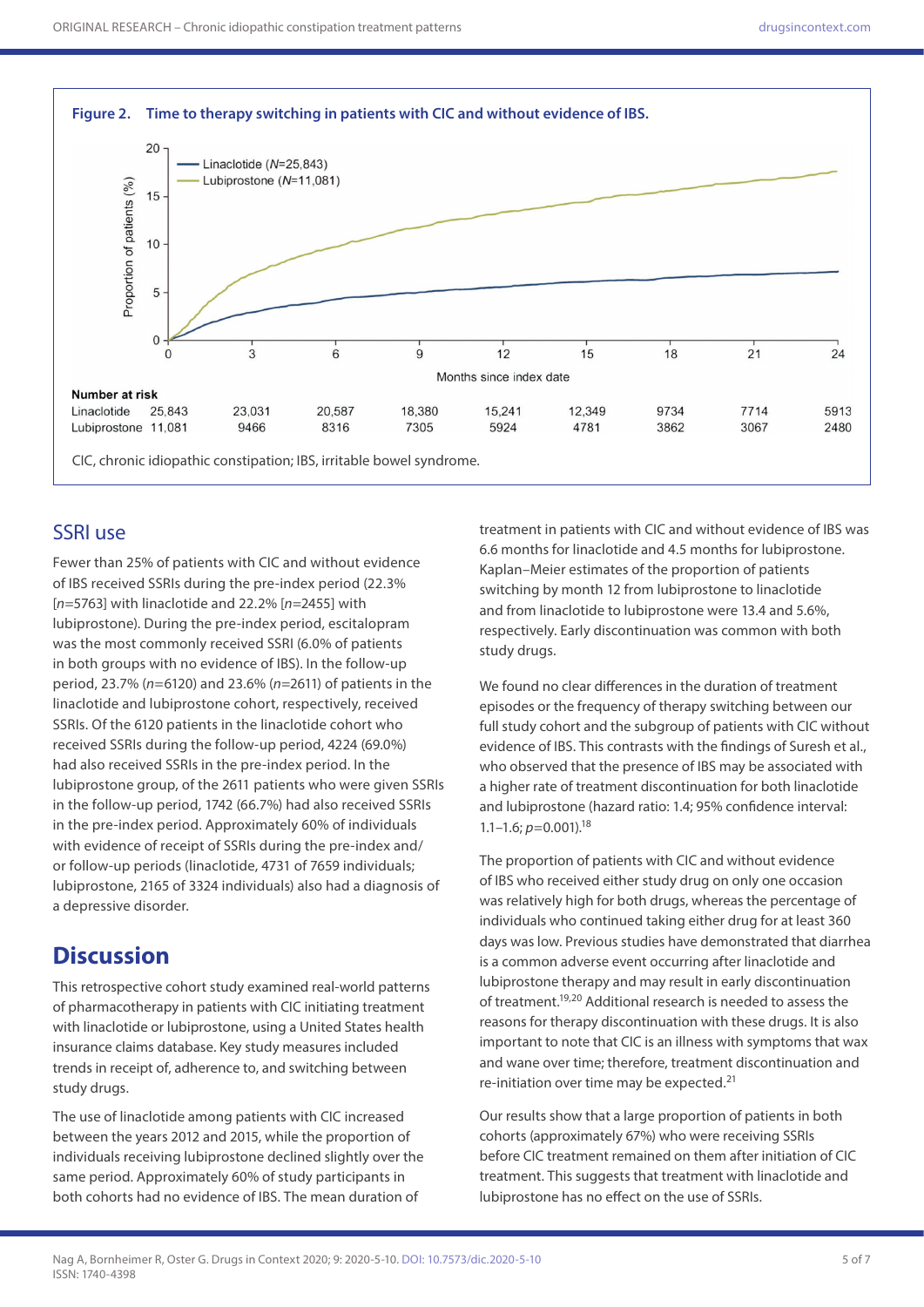**Figure 2. Time to therapy switching in patients with CIC and without evidence of IBS.**

**Number at risk**

| Months since index date | 0 | 3 | 6 | 9 | 12 | 15 | 18 | 21 | 24 |
|---|---|---|---|---|---|---|---|---|---|
| Linaclotide | 25,843 | 23,031 | 20,587 | 18,380 | 15,241 | 12,349 | 9734 | 7714 | 5913 |
| Lubiprostone | 11,081 | 9466 | 8316 | 7305 | 5924 | 4781 | 3862 | 3067 | 2480 |

CIC, chronic idiopathic constipation; IBS, irritable bowel syndrome.

## SSRI use

Fewer than 25% of patients with CIC and without evidence of IBS received SSRIs during the pre-index period (22.3% [*n*=5763] with linaclotide and 22.2% [*n*=2455] with lubiprostone). During the pre-index period, escitalopram was the most commonly received SSRI (6.0% of patients in both groups with no evidence of IBS). In the follow-up period, 23.7% (*n*=6120) and 23.6% (*n*=2611) of patients in the linaclotide and lubiprostone cohort, respectively, received SSRIs. Of the 6120 patients in the linaclotide cohort who received SSRIs during the follow-up period, 4224 (69.0%) had also received SSRIs in the pre-index period. In the lubiprostone group, of the 2611 patients who were given SSRIs in the follow-up period, 1742 (66.7%) had also received SSRIs in the pre-index period. Approximately 60% of individuals with evidence of receipt of SSRIs during the pre-index and/or follow-up periods (linaclotide, 4731 of 7659 individuals; lubiprostone, 2165 of 3324 individuals) also had a diagnosis of a depressive disorder.

# Discussion

This retrospective cohort study examined real-world patterns of pharmacotherapy in patients with CIC initiating treatment with linaclotide or lubiprostone, using a United States health insurance claims database. Key study measures included trends in receipt of, adherence to, and switching between study drugs.

The use of linaclotide among patients with CIC increased between the years 2012 and 2015, while the proportion of individuals receiving lubiprostone declined slightly over the same period. Approximately 60% of study participants in both cohorts had no evidence of IBS. The mean duration of treatment in patients with CIC and without evidence of IBS was 6.6 months for linaclotide and 4.5 months for lubiprostone. Kaplan–Meier estimates of the proportion of patients switching by month 12 from lubiprostone to linaclotide and from linaclotide to lubiprostone were 13.4 and 5.6%, respectively. Early discontinuation was common with both study drugs.

We found no clear differences in the duration of treatment episodes or the frequency of therapy switching between our full study cohort and the subgroup of patients with CIC without evidence of IBS. This contrasts with the findings of Suresh et al., who observed that the presence of IBS may be associated with a higher rate of treatment discontinuation for both linaclotide and lubiprostone (hazard ratio: 1.4; 95% confidence interval: 1.1–1.6; $p$=0.001).[18]

The proportion of patients with CIC and without evidence of IBS who received either study drug on only one occasion was relatively high for both drugs, whereas the percentage of individuals who continued taking either drug for at least 360 days was low. Previous studies have demonstrated that diarrhea is a common adverse event occurring after linaclotide and lubiprostone therapy and may result in early discontinuation of treatment.[19,20] Additional research is needed to assess the reasons for therapy discontinuation with these drugs. It is also important to note that CIC is an illness with symptoms that wax and wane over time; therefore, treatment discontinuation and re-initiation over time may be expected.[21]

Our results show that a large proportion of patients in both cohorts (approximately 67%) who were receiving SSRIs before CIC treatment remained on them after initiation of CIC treatment. This suggests that treatment with linaclotide and lubiprostone has no effect on the use of SSRIs.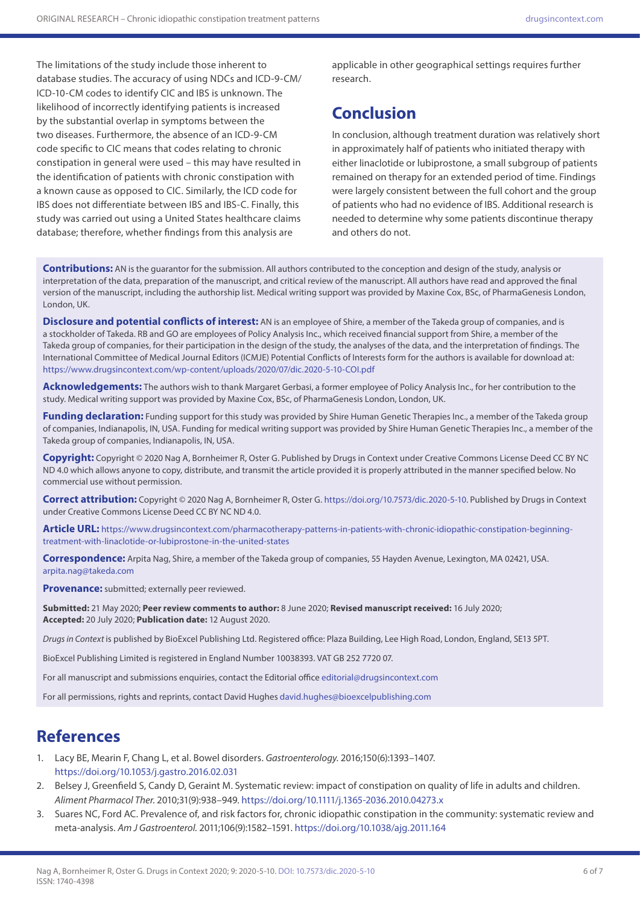The limitations of the study include those inherent to database studies. The accuracy of using NDCs and ICD-9-CM/ICD-10-CM codes to identify CIC and IBS is unknown. The likelihood of incorrectly identifying patients is increased by the substantial overlap in symptoms between the two diseases. Furthermore, the absence of an ICD-9-CM code specific to CIC means that codes relating to chronic constipation in general were used – this may have resulted in the identification of patients with chronic constipation with a known cause as opposed to CIC. Similarly, the ICD code for IBS does not differentiate between IBS and IBS-C. Finally, this study was carried out using a United States healthcare claims database; therefore, whether findings from this analysis are applicable in other geographical settings requires further research.

## Conclusion

In conclusion, although treatment duration was relatively short in approximately half of patients who initiated therapy with either linaclotide or lubiprostone, a small subgroup of patients remained on therapy for an extended period of time. Findings were largely consistent between the full cohort and the group of patients who had no evidence of IBS. Additional research is needed to determine why some patients discontinue therapy and others do not.

**Contributions:** AN is the guarantor for the submission. All authors contributed to the conception and design of the study, analysis or interpretation of the data, preparation of the manuscript, and critical review of the manuscript. All authors have read and approved the final version of the manuscript, including the authorship list. Medical writing support was provided by Maxine Cox, BSc, of PharmaGenesis London, London, UK.

**Disclosure and potential conflicts of interest:** AN is an employee of Shire, a member of the Takeda group of companies, and is a stockholder of Takeda. RB and GO are employees of Policy Analysis Inc., which received financial support from Shire, a member of the Takeda group of companies, for their participation in the design of the study, the analyses of the data, and the interpretation of findings. The International Committee of Medical Journal Editors (ICMJE) Potential Conflicts of Interests form for the authors is available for download at: https://www.drugsincontext.com/wp-content/uploads/2020/07/dic.2020-5-10-COI.pdf

**Acknowledgements:** The authors wish to thank Margaret Gerbasi, a former employee of Policy Analysis Inc., for her contribution to the study. Medical writing support was provided by Maxine Cox, BSc, of PharmaGenesis London, London, UK.

**Funding declaration:** Funding support for this study was provided by Shire Human Genetic Therapies Inc., a member of the Takeda group of companies, Indianapolis, IN, USA. Funding for medical writing support was provided by Shire Human Genetic Therapies Inc., a member of the Takeda group of companies, Indianapolis, IN, USA.

**Copyright:** Copyright © 2020 Nag A, Bornheimer R, Oster G. Published by Drugs in Context under Creative Commons License Deed CC BY NC ND 4.0 which allows anyone to copy, distribute, and transmit the article provided it is properly attributed in the manner specified below. No commercial use without permission.

**Correct attribution:** Copyright © 2020 Nag A, Bornheimer R, Oster G. https://doi.org/10.7573/dic.2020-5-10. Published by Drugs in Context under Creative Commons License Deed CC BY NC ND 4.0.

**Article URL:** https://www.drugsincontext.com/pharmacotherapy-patterns-in-patients-with-chronic-idiopathic-constipation-beginning-treatment-with-linaclotide-or-lubiprostone-in-the-united-states

**Correspondence:** Arpita Nag, Shire, a member of the Takeda group of companies, 55 Hayden Avenue, Lexington, MA 02421, USA. arpita.nag@takeda.com

**Provenance:** submitted; externally peer reviewed.

**Submitted:** 21 May 2020; **Peer review comments to author:** 8 June 2020; **Revised manuscript received:** 16 July 2020; **Accepted:** 20 July 2020; **Publication date:** 12 August 2020.

*Drugs in Context* is published by BioExcel Publishing Ltd. Registered office: Plaza Building, Lee High Road, London, England, SE13 5PT.

BioExcel Publishing Limited is registered in England Number 10038393. VAT GB 252 7720 07.

For all manuscript and submissions enquiries, contact the Editorial office editorial@drugsincontext.com

For all permissions, rights and reprints, contact David Hughes david.hughes@bioexcelpublishing.com

## References

1. Lacy BE, Mearin F, Chang L, et al. Bowel disorders. *Gastroenterology.* 2016;150(6):1393–1407. https://doi.org/10.1053/j.gastro.2016.02.031
2. Belsey J, Greenfield S, Candy D, Geraint M. Systematic review: impact of constipation on quality of life in adults and children. *Aliment Pharmacol Ther.* 2010;31(9):938–949. https://doi.org/10.1111/j.1365-2036.2010.04273.x
3. Suares NC, Ford AC. Prevalence of, and risk factors for, chronic idiopathic constipation in the community: systematic review and meta-analysis. *Am J Gastroenterol.* 2011;106(9):1582–1591. https://doi.org/10.1038/ajg.2011.164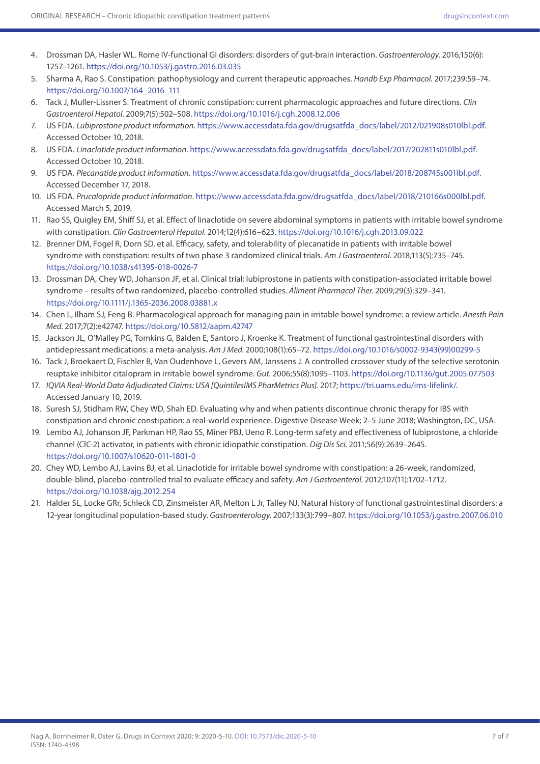4. Drossman DA, Hasler WL. Rome IV-functional GI disorders: disorders of gut-brain interaction. *Gastroenterology.* 2016;150(6): 1257–1261. https://doi.org/10.1053/j.gastro.2016.03.035
5. Sharma A, Rao S. Constipation: pathophysiology and current therapeutic approaches. *Handb Exp Pharmacol.* 2017;239:59–74. https://doi.org/10.1007/164_2016_111
6. Tack J, Muller-Lissner S. Treatment of chronic constipation: current pharmacologic approaches and future directions. *Clin Gastroenterol Hepatol.* 2009;7(5):502–508. https://doi.org/10.1016/j.cgh.2008.12.006
7. US FDA. *Lubiprostone product information*. https://www.accessdata.fda.gov/drugsatfda_docs/label/2012/021908s010lbl.pdf. Accessed October 10, 2018.
8. US FDA. *Linaclotide product information*. https://www.accessdata.fda.gov/drugsatfda_docs/label/2017/202811s010lbl.pdf. Accessed October 10, 2018.
9. US FDA. *Plecanatide product information*. https://www.accessdata.fda.gov/drugsatfda_docs/label/2018/208745s001lbl.pdf. Accessed December 17, 2018.
10. US FDA. *Prucalopride product information*. https://www.accessdata.fda.gov/drugsatfda_docs/label/2018/210166s000lbl.pdf. Accessed March 5, 2019.
11. Rao SS, Quigley EM, Shiff SJ, et al. Effect of linaclotide on severe abdominal symptoms in patients with irritable bowel syndrome with constipation. *Clin Gastroenterol Hepatol.* 2014;12(4):616–623. https://doi.org/10.1016/j.cgh.2013.09.022
12. Brenner DM, Fogel R, Dorn SD, et al. Efficacy, safety, and tolerability of plecanatide in patients with irritable bowel syndrome with constipation: results of two phase 3 randomized clinical trials. *Am J Gastroenterol.* 2018;113(5):735–745. https://doi.org/10.1038/s41395-018-0026-7
13. Drossman DA, Chey WD, Johanson JF, et al. Clinical trial: lubiprostone in patients with constipation-associated irritable bowel syndrome – results of two randomized, placebo-controlled studies. *Aliment Pharmacol Ther.* 2009;29(3):329–341. https://doi.org/10.1111/j.1365-2036.2008.03881.x
14. Chen L, Ilham SJ, Feng B. Pharmacological approach for managing pain in irritable bowel syndrome: a review article. *Anesth Pain Med.* 2017;7(2):e42747. https://doi.org/10.5812/aapm.42747
15. Jackson JL, O'Malley PG, Tomkins G, Balden E, Santoro J, Kroenke K. Treatment of functional gastrointestinal disorders with antidepressant medications: a meta-analysis. *Am J Med.* 2000;108(1):65–72. https://doi.org/10.1016/s0002-9343(99)00299-5
16. Tack J, Broekaert D, Fischler B, Van Oudenhove L, Gevers AM, Janssens J. A controlled crossover study of the selective serotonin reuptake inhibitor citalopram in irritable bowel syndrome. *Gut.* 2006;55(8):1095–1103. https://doi.org/10.1136/gut.2005.077503
17. *IQVIA Real-World Data Adjudicated Claims: USA [QuintilesIMS PharMetrics Plus]*. 2017; https://tri.uams.edu/ims-lifelink/. Accessed January 10, 2019.
18. Suresh SJ, Stidham RW, Chey WD, Shah ED. Evaluating why and when patients discontinue chronic therapy for IBS with constipation and chronic constipation: a real-world experience. Digestive Disease Week; 2–5 June 2018; Washington, DC, USA.
19. Lembo AJ, Johanson JF, Parkman HP, Rao SS, Miner PBJ, Ueno R. Long-term safety and effectiveness of lubiprostone, a chloride channel (ClC-2) activator, in patients with chronic idiopathic constipation. *Dig Dis Sci.* 2011;56(9):2639–2645. https://doi.org/10.1007/s10620-011-1801-0
20. Chey WD, Lembo AJ, Lavins BJ, et al. Linaclotide for irritable bowel syndrome with constipation: a 26-week, randomized, double-blind, placebo-controlled trial to evaluate efficacy and safety. *Am J Gastroenterol.* 2012;107(11):1702–1712. https://doi.org/10.1038/ajg.2012.254
21. Halder SL, Locke GRr, Schleck CD, Zinsmeister AR, Melton L Jr, Talley NJ. Natural history of functional gastrointestinal disorders: a 12-year longitudinal population-based study. *Gastroenterology.* 2007;133(3):799–807. https://doi.org/10.1053/j.gastro.2007.06.010